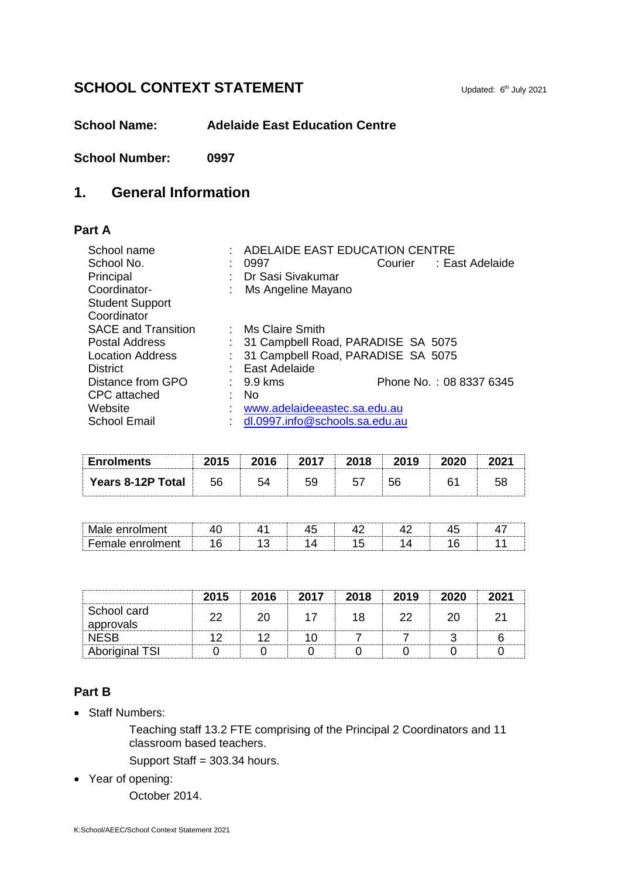# SCHOOL CONTEXT STATEMENT

Updated: 6th July 2021

**School Name:** **Adelaide East Education Centre**

**School Number:** **0997**

## 1. General Information

### Part A

| | | |
|---|---|---|
| School name | : | ADELAIDE EAST EDUCATION CENTRE |
| School No. | : | 0997 Courier : East Adelaide |
| Principal | : | Dr Sasi Sivakumar |
| Coordinator-Student Support Coordinator | : | Ms Angeline Mayano |
| SACE and Transition | : | Ms Claire Smith |
| Postal Address | : | 31 Campbell Road, PARADISE SA 5075 |
| Location Address | : | 31 Campbell Road, PARADISE SA 5075 |
| District | : | East Adelaide |
| Distance from GPO | : | 9.9 kms Phone No. : 08 8337 6345 |
| CPC attached | : | No |
| Website | : | www.adelaideeastec.sa.edu.au |
| School Email | : | dl.0997.info@schools.sa.edu.au |

| Enrolments | 2015 | 2016 | 2017 | 2018 | 2019 | 2020 | 2021 |
|---|---|---|---|---|---|---|---|
| **Years 8-12P Total** | 56 | 54 | 59 | 57 | 56 | 61 | 58 |

| | | | | | | | |
|---|---|---|---|---|---|---|---|
| Male enrolment | 40 | 41 | 45 | 42 | 42 | 45 | 47 |
| Female enrolment | 16 | 13 | 14 | 15 | 14 | 16 | 11 |

| | 2015 | 2016 | 2017 | 2018 | 2019 | 2020 | 2021 |
|---|---|---|---|---|---|---|---|
| School card approvals | 22 | 20 | 17 | 18 | 22 | 20 | 21 |
| NESB | 12 | 12 | 10 | 7 | 7 | 3 | 6 |
| Aboriginal TSI | 0 | 0 | 0 | 0 | 0 | 0 | 0 |

### Part B

- Staff Numbers:

  Teaching staff 13.2 FTE comprising of the Principal 2 Coordinators and 11 classroom based teachers.

  Support Staff = 303.34 hours.

- Year of opening:

  October 2014.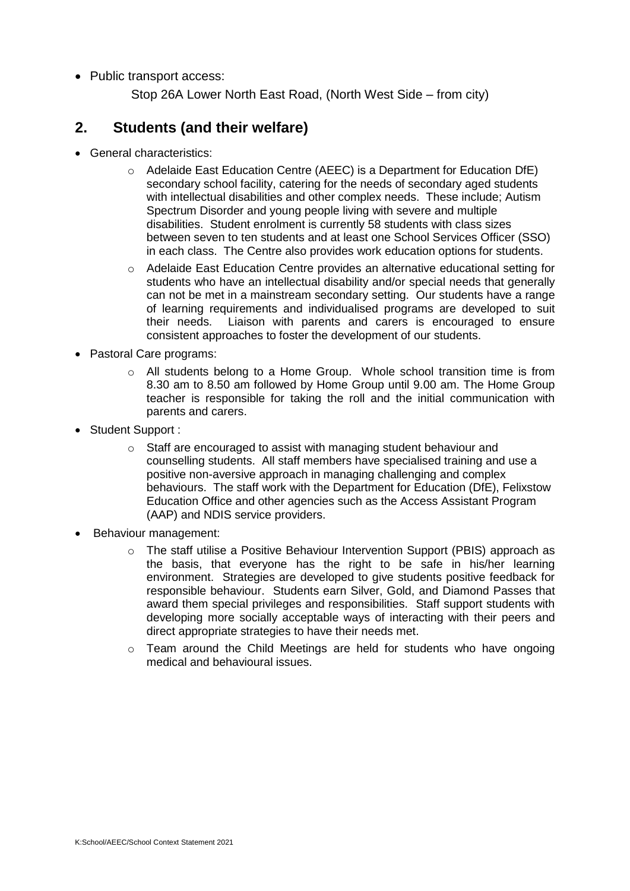- Public transport access:

  Stop 26A Lower North East Road, (North West Side – from city)

## 2. Students (and their welfare)

- General characteristics:
  - Adelaide East Education Centre (AEEC) is a Department for Education DfE) secondary school facility, catering for the needs of secondary aged students with intellectual disabilities and other complex needs. These include; Autism Spectrum Disorder and young people living with severe and multiple disabilities. Student enrolment is currently 58 students with class sizes between seven to ten students and at least one School Services Officer (SSO) in each class. The Centre also provides work education options for students.
  - Adelaide East Education Centre provides an alternative educational setting for students who have an intellectual disability and/or special needs that generally can not be met in a mainstream secondary setting. Our students have a range of learning requirements and individualised programs are developed to suit their needs. Liaison with parents and carers is encouraged to ensure consistent approaches to foster the development of our students.
- Pastoral Care programs:
  - All students belong to a Home Group. Whole school transition time is from 8.30 am to 8.50 am followed by Home Group until 9.00 am. The Home Group teacher is responsible for taking the roll and the initial communication with parents and carers.
- Student Support :
  - Staff are encouraged to assist with managing student behaviour and counselling students. All staff members have specialised training and use a positive non-aversive approach in managing challenging and complex behaviours. The staff work with the Department for Education (DfE), Felixstow Education Office and other agencies such as the Access Assistant Program (AAP) and NDIS service providers.
- Behaviour management:
  - The staff utilise a Positive Behaviour Intervention Support (PBIS) approach as the basis, that everyone has the right to be safe in his/her learning environment. Strategies are developed to give students positive feedback for responsible behaviour. Students earn Silver, Gold, and Diamond Passes that award them special privileges and responsibilities. Staff support students with developing more socially acceptable ways of interacting with their peers and direct appropriate strategies to have their needs met.
  - Team around the Child Meetings are held for students who have ongoing medical and behavioural issues.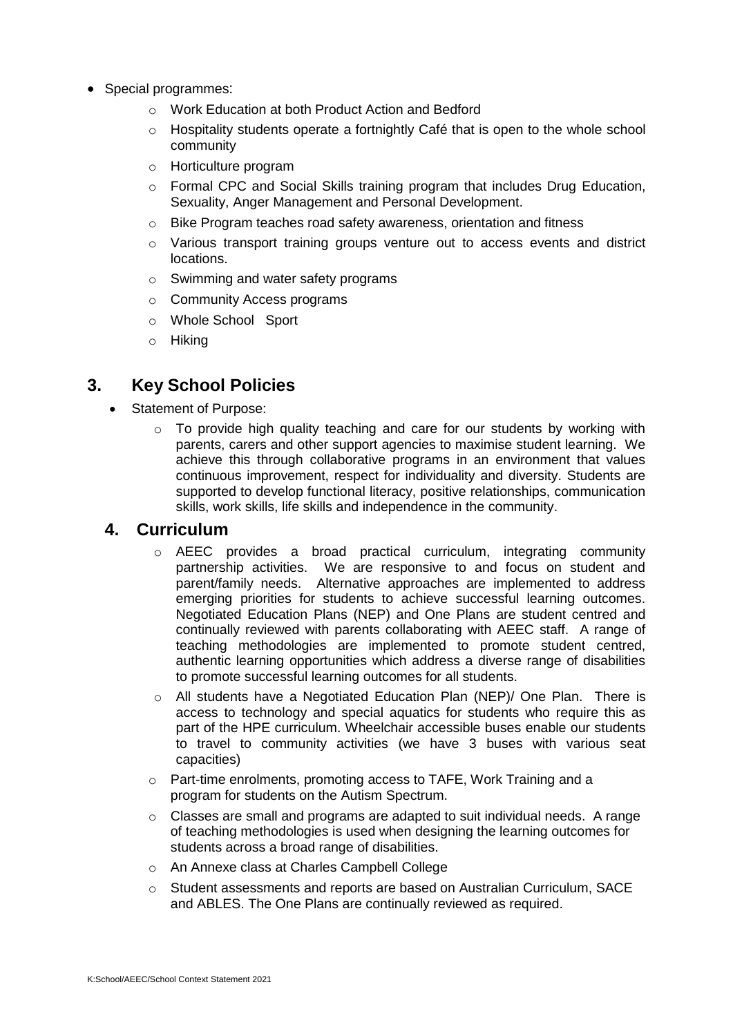- Special programmes:
  - Work Education at both Product Action and Bedford
  - Hospitality students operate a fortnightly Café that is open to the whole school community
  - Horticulture program
  - Formal CPC and Social Skills training program that includes Drug Education, Sexuality, Anger Management and Personal Development.
  - Bike Program teaches road safety awareness, orientation and fitness
  - Various transport training groups venture out to access events and district locations.
  - Swimming and water safety programs
  - Community Access programs
  - Whole School Sport
  - Hiking

## 3. Key School Policies

- Statement of Purpose:
  - To provide high quality teaching and care for our students by working with parents, carers and other support agencies to maximise student learning. We achieve this through collaborative programs in an environment that values continuous improvement, respect for individuality and diversity. Students are supported to develop functional literacy, positive relationships, communication skills, work skills, life skills and independence in the community.

## 4. Curriculum

- AEEC provides a broad practical curriculum, integrating community partnership activities. We are responsive to and focus on student and parent/family needs. Alternative approaches are implemented to address emerging priorities for students to achieve successful learning outcomes. Negotiated Education Plans (NEP) and One Plans are student centred and continually reviewed with parents collaborating with AEEC staff. A range of teaching methodologies are implemented to promote student centred, authentic learning opportunities which address a diverse range of disabilities to promote successful learning outcomes for all students.
- All students have a Negotiated Education Plan (NEP)/ One Plan. There is access to technology and special aquatics for students who require this as part of the HPE curriculum. Wheelchair accessible buses enable our students to travel to community activities (we have 3 buses with various seat capacities)
- Part-time enrolments, promoting access to TAFE, Work Training and a program for students on the Autism Spectrum.
- Classes are small and programs are adapted to suit individual needs. A range of teaching methodologies is used when designing the learning outcomes for students across a broad range of disabilities.
- An Annexe class at Charles Campbell College
- Student assessments and reports are based on Australian Curriculum, SACE and ABLES. The One Plans are continually reviewed as required.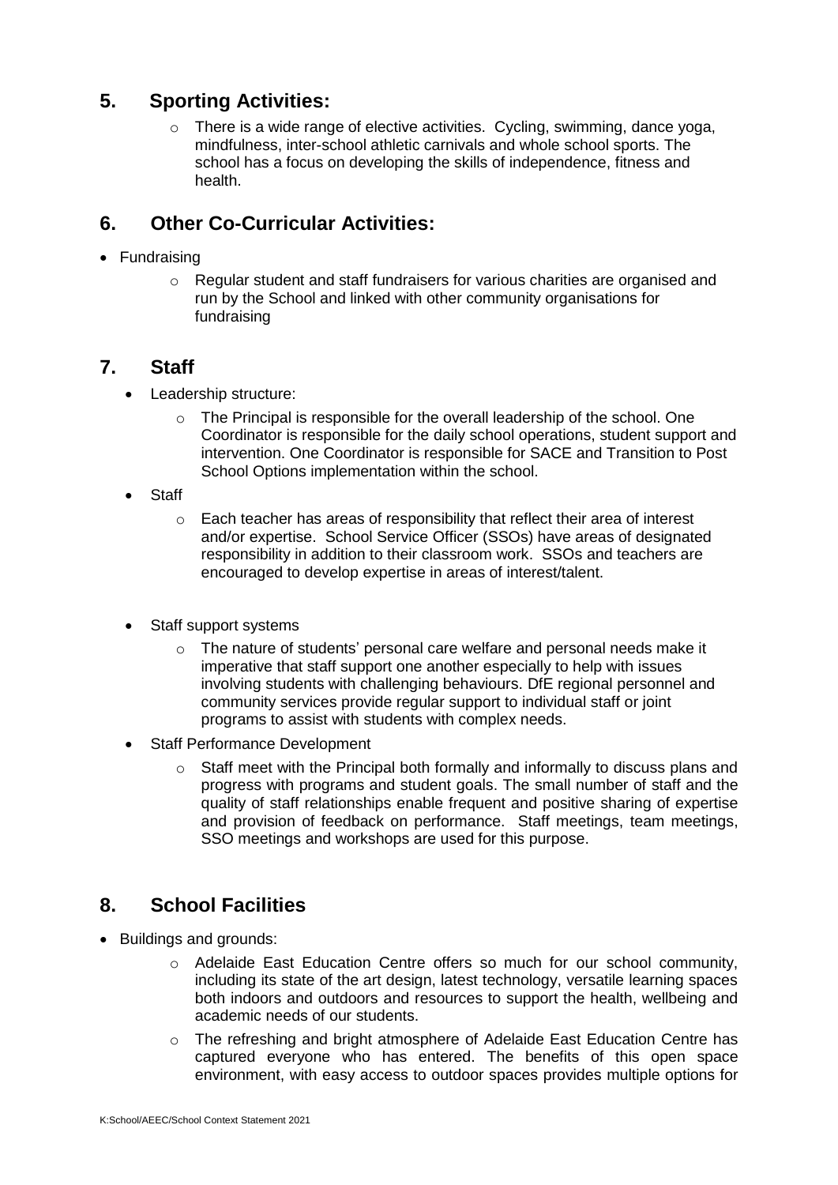## 5. Sporting Activities:

- There is a wide range of elective activities. Cycling, swimming, dance yoga, mindfulness, inter-school athletic carnivals and whole school sports. The school has a focus on developing the skills of independence, fitness and health.

## 6. Other Co-Curricular Activities:

- Fundraising
  - Regular student and staff fundraisers for various charities are organised and run by the School and linked with other community organisations for fundraising

## 7. Staff

- Leadership structure:
  - The Principal is responsible for the overall leadership of the school. One Coordinator is responsible for the daily school operations, student support and intervention. One Coordinator is responsible for SACE and Transition to Post School Options implementation within the school.
- Staff
  - Each teacher has areas of responsibility that reflect their area of interest and/or expertise. School Service Officer (SSOs) have areas of designated responsibility in addition to their classroom work. SSOs and teachers are encouraged to develop expertise in areas of interest/talent.
- Staff support systems
  - The nature of students' personal care welfare and personal needs make it imperative that staff support one another especially to help with issues involving students with challenging behaviours. DfE regional personnel and community services provide regular support to individual staff or joint programs to assist with students with complex needs.
- Staff Performance Development
  - Staff meet with the Principal both formally and informally to discuss plans and progress with programs and student goals. The small number of staff and the quality of staff relationships enable frequent and positive sharing of expertise and provision of feedback on performance. Staff meetings, team meetings, SSO meetings and workshops are used for this purpose.

## 8. School Facilities

- Buildings and grounds:
  - Adelaide East Education Centre offers so much for our school community, including its state of the art design, latest technology, versatile learning spaces both indoors and outdoors and resources to support the health, wellbeing and academic needs of our students.
  - The refreshing and bright atmosphere of Adelaide East Education Centre has captured everyone who has entered. The benefits of this open space environment, with easy access to outdoor spaces provides multiple options for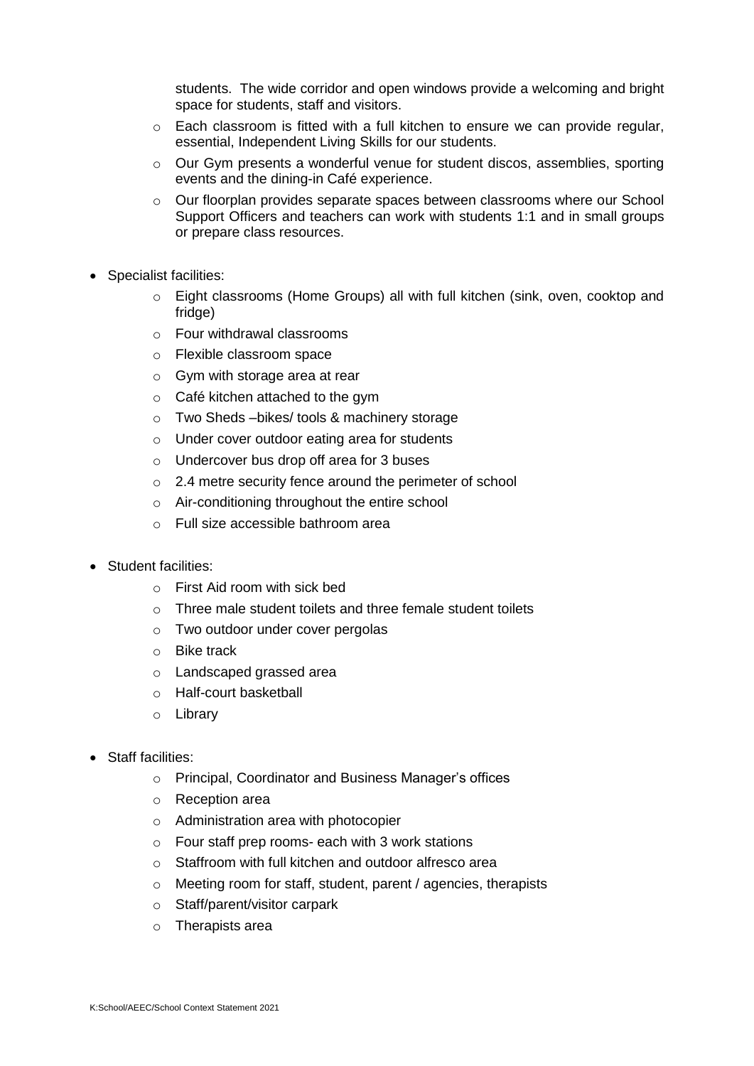students. The wide corridor and open windows provide a welcoming and bright space for students, staff and visitors.

  - Each classroom is fitted with a full kitchen to ensure we can provide regular, essential, Independent Living Skills for our students.
  - Our Gym presents a wonderful venue for student discos, assemblies, sporting events and the dining-in Café experience.
  - Our floorplan provides separate spaces between classrooms where our School Support Officers and teachers can work with students 1:1 and in small groups or prepare class resources.

- Specialist facilities:
  - Eight classrooms (Home Groups) all with full kitchen (sink, oven, cooktop and fridge)
  - Four withdrawal classrooms
  - Flexible classroom space
  - Gym with storage area at rear
  - Café kitchen attached to the gym
  - Two Sheds –bikes/ tools & machinery storage
  - Under cover outdoor eating area for students
  - Undercover bus drop off area for 3 buses
  - 2.4 metre security fence around the perimeter of school
  - Air-conditioning throughout the entire school
  - Full size accessible bathroom area

- Student facilities:
  - First Aid room with sick bed
  - Three male student toilets and three female student toilets
  - Two outdoor under cover pergolas
  - Bike track
  - Landscaped grassed area
  - Half-court basketball
  - Library

- Staff facilities:
  - Principal, Coordinator and Business Manager's offices
  - Reception area
  - Administration area with photocopier
  - Four staff prep rooms- each with 3 work stations
  - Staffroom with full kitchen and outdoor alfresco area
  - Meeting room for staff, student, parent / agencies, therapists
  - Staff/parent/visitor carpark
  - Therapists area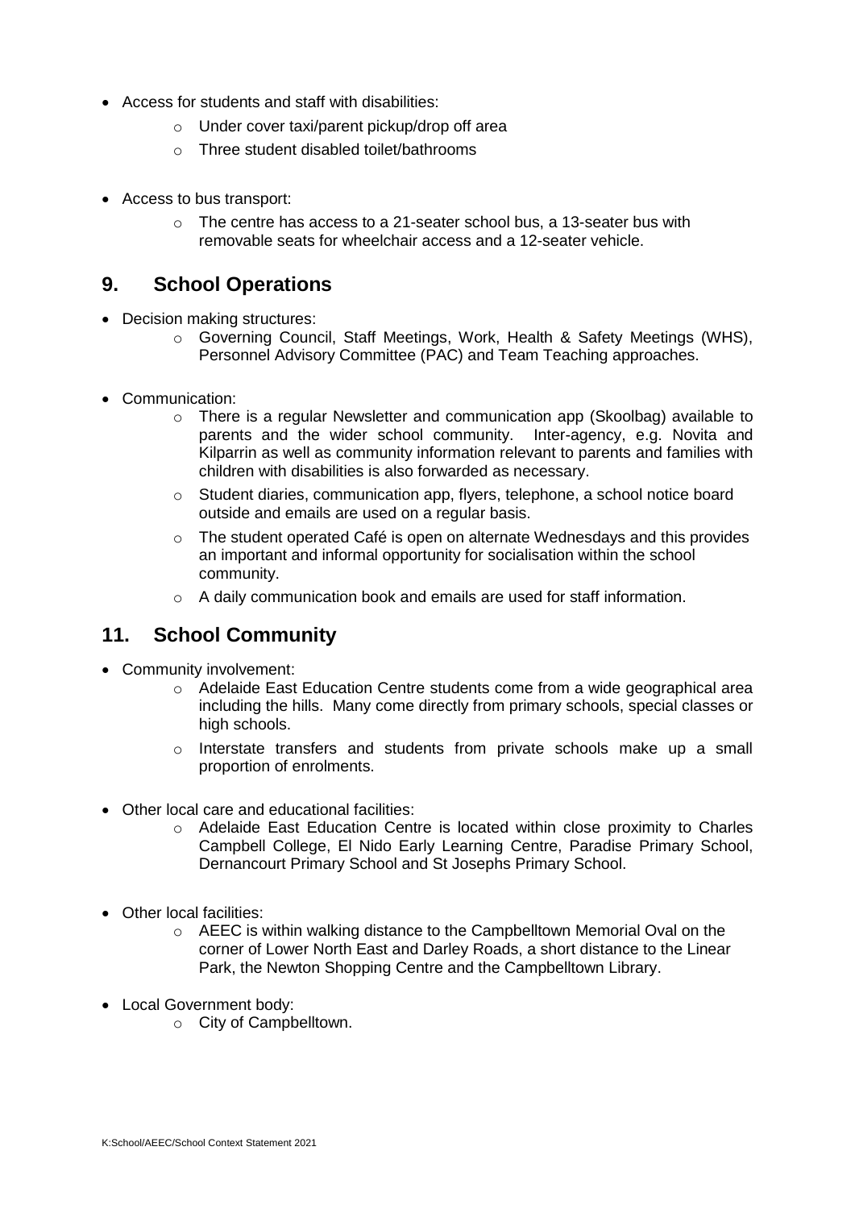- Access for students and staff with disabilities:
  - Under cover taxi/parent pickup/drop off area
  - Three student disabled toilet/bathrooms

- Access to bus transport:
  - The centre has access to a 21-seater school bus, a 13-seater bus with removable seats for wheelchair access and a 12-seater vehicle.

## 9. School Operations

- Decision making structures:
  - Governing Council, Staff Meetings, Work, Health & Safety Meetings (WHS), Personnel Advisory Committee (PAC) and Team Teaching approaches.

- Communication:
  - There is a regular Newsletter and communication app (Skoolbag) available to parents and the wider school community. Inter-agency, e.g. Novita and Kilparrin as well as community information relevant to parents and families with children with disabilities is also forwarded as necessary.
  - Student diaries, communication app, flyers, telephone, a school notice board outside and emails are used on a regular basis.
  - The student operated Café is open on alternate Wednesdays and this provides an important and informal opportunity for socialisation within the school community.
  - A daily communication book and emails are used for staff information.

## 11. School Community

- Community involvement:
  - Adelaide East Education Centre students come from a wide geographical area including the hills. Many come directly from primary schools, special classes or high schools.
  - Interstate transfers and students from private schools make up a small proportion of enrolments.

- Other local care and educational facilities:
  - Adelaide East Education Centre is located within close proximity to Charles Campbell College, El Nido Early Learning Centre, Paradise Primary School, Dernancourt Primary School and St Josephs Primary School.

- Other local facilities:
  - AEEC is within walking distance to the Campbelltown Memorial Oval on the corner of Lower North East and Darley Roads, a short distance to the Linear Park, the Newton Shopping Centre and the Campbelltown Library.

- Local Government body:
  - City of Campbelltown.